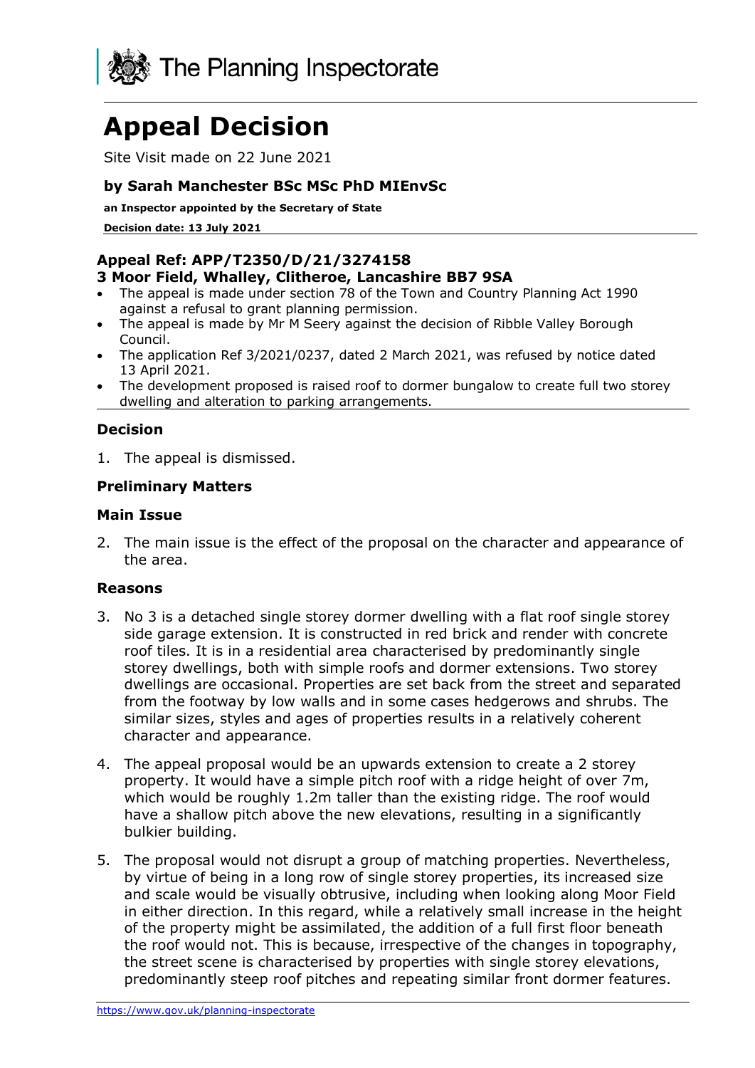The Planning Inspectorate

# Appeal Decision

Site Visit made on 22 June 2021

### by Sarah Manchester BSc MSc PhD MIEnvSc

**an Inspector appointed by the Secretary of State**

**Decision date: 13 July 2021**

---

**Appeal Ref: APP/T2350/D/21/3274158**
**3 Moor Field, Whalley, Clitheroe, Lancashire BB7 9SA**

- The appeal is made under section 78 of the Town and Country Planning Act 1990 against a refusal to grant planning permission.
- The appeal is made by Mr M Seery against the decision of Ribble Valley Borough Council.
- The application Ref 3/2021/0237, dated 2 March 2021, was refused by notice dated 13 April 2021.
- The development proposed is raised roof to dormer bungalow to create full two storey dwelling and alteration to parking arrangements.

---

## Decision

1. The appeal is dismissed.

## Preliminary Matters

## Main Issue

2. The main issue is the effect of the proposal on the character and appearance of the area.

## Reasons

3. No 3 is a detached single storey dormer dwelling with a flat roof single storey side garage extension. It is constructed in red brick and render with concrete roof tiles. It is in a residential area characterised by predominantly single storey dwellings, both with simple roofs and dormer extensions. Two storey dwellings are occasional. Properties are set back from the street and separated from the footway by low walls and in some cases hedgerows and shrubs. The similar sizes, styles and ages of properties results in a relatively coherent character and appearance.

4. The appeal proposal would be an upwards extension to create a 2 storey property. It would have a simple pitch roof with a ridge height of over 7m, which would be roughly 1.2m taller than the existing ridge. The roof would have a shallow pitch above the new elevations, resulting in a significantly bulkier building.

5. The proposal would not disrupt a group of matching properties. Nevertheless, by virtue of being in a long row of single storey properties, its increased size and scale would be visually obtrusive, including when looking along Moor Field in either direction. In this regard, while a relatively small increase in the height of the property might be assimilated, the addition of a full first floor beneath the roof would not. This is because, irrespective of the changes in topography, the street scene is characterised by properties with single storey elevations, predominantly steep roof pitches and repeating similar front dormer features.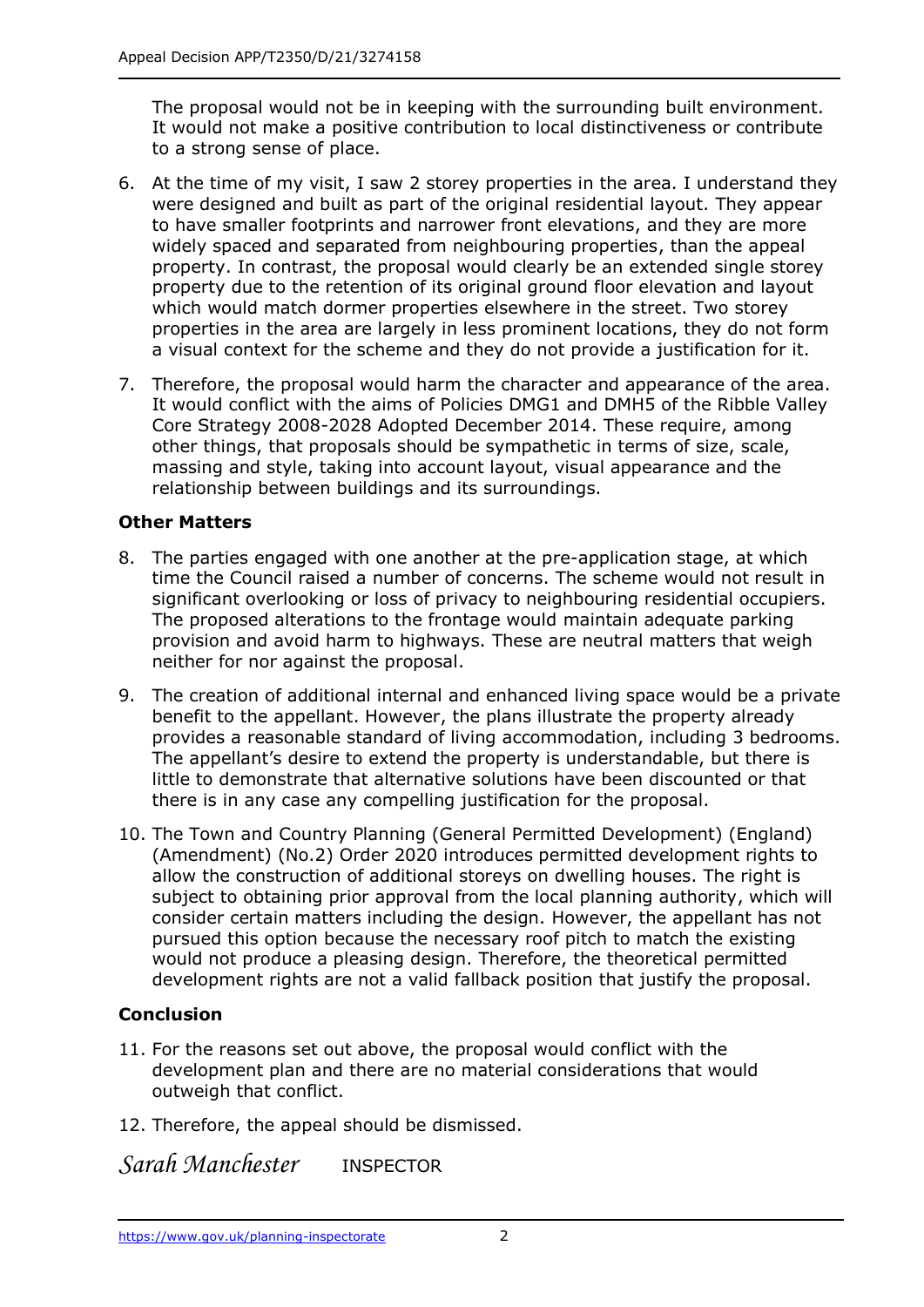The proposal would not be in keeping with the surrounding built environment. It would not make a positive contribution to local distinctiveness or contribute to a strong sense of place.

6. At the time of my visit, I saw 2 storey properties in the area. I understand they were designed and built as part of the original residential layout. They appear to have smaller footprints and narrower front elevations, and they are more widely spaced and separated from neighbouring properties, than the appeal property. In contrast, the proposal would clearly be an extended single storey property due to the retention of its original ground floor elevation and layout which would match dormer properties elsewhere in the street. Two storey properties in the area are largely in less prominent locations, they do not form a visual context for the scheme and they do not provide a justification for it.

7. Therefore, the proposal would harm the character and appearance of the area. It would conflict with the aims of Policies DMG1 and DMH5 of the Ribble Valley Core Strategy 2008-2028 Adopted December 2014. These require, among other things, that proposals should be sympathetic in terms of size, scale, massing and style, taking into account layout, visual appearance and the relationship between buildings and its surroundings.

### Other Matters

8. The parties engaged with one another at the pre-application stage, at which time the Council raised a number of concerns. The scheme would not result in significant overlooking or loss of privacy to neighbouring residential occupiers. The proposed alterations to the frontage would maintain adequate parking provision and avoid harm to highways. These are neutral matters that weigh neither for nor against the proposal.

9. The creation of additional internal and enhanced living space would be a private benefit to the appellant. However, the plans illustrate the property already provides a reasonable standard of living accommodation, including 3 bedrooms. The appellant's desire to extend the property is understandable, but there is little to demonstrate that alternative solutions have been discounted or that there is in any case any compelling justification for the proposal.

10. The Town and Country Planning (General Permitted Development) (England) (Amendment) (No.2) Order 2020 introduces permitted development rights to allow the construction of additional storeys on dwelling houses. The right is subject to obtaining prior approval from the local planning authority, which will consider certain matters including the design. However, the appellant has not pursued this option because the necessary roof pitch to match the existing would not produce a pleasing design. Therefore, the theoretical permitted development rights are not a valid fallback position that justify the proposal.

### Conclusion

11. For the reasons set out above, the proposal would conflict with the development plan and there are no material considerations that would outweigh that conflict.

12. Therefore, the appeal should be dismissed.

*Sarah Manchester* INSPECTOR